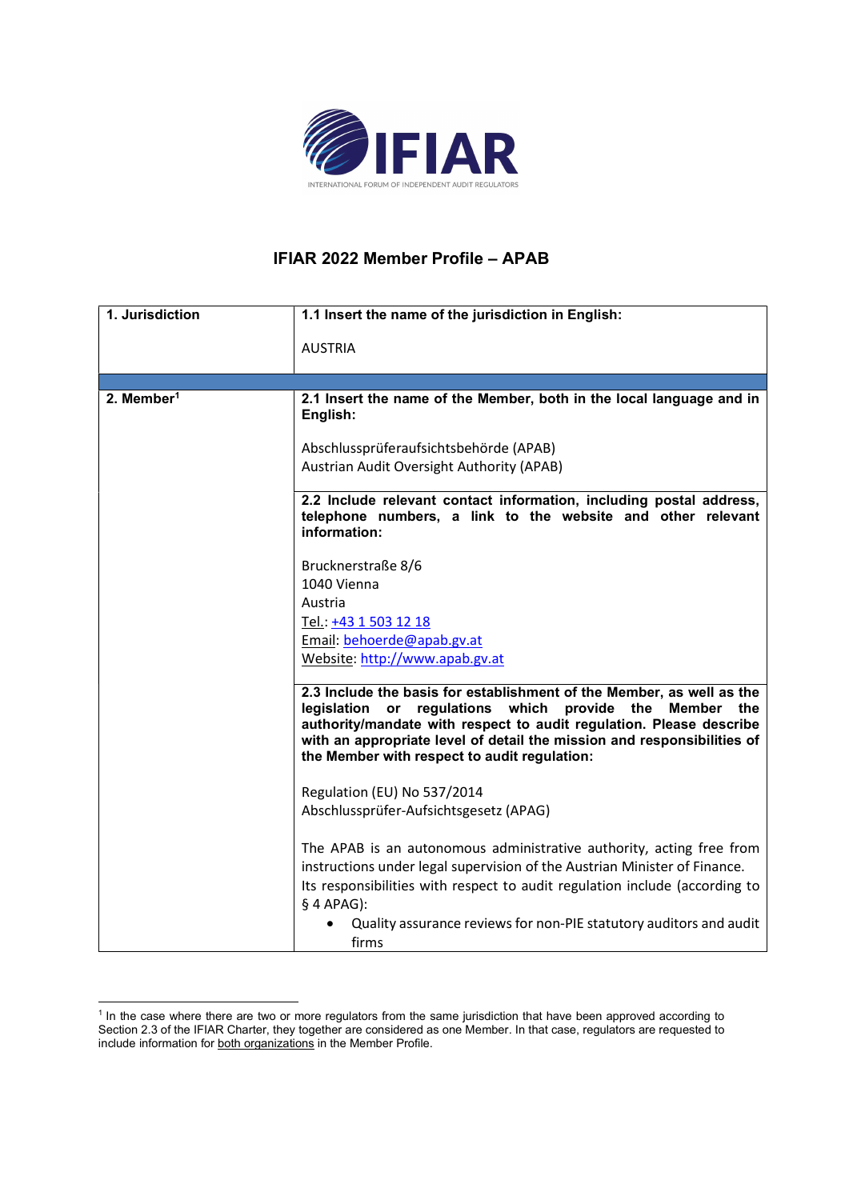# IFIAR 2022 Member Profile – APAB

| 1. Jurisdiction | 1.1 Insert the name of the jurisdiction in English: |
|---|---|
| | AUSTRIA |
| | |
| 2. Member[1] | **2.1 Insert the name of the Member, both in the local language and in English:**<br><br>Abschlussprüferaufsichtsbehörde (APAB)<br>Austrian Audit Oversight Authority (APAB) |
| | **2.2 Include relevant contact information, including postal address, telephone numbers, a link to the website and other relevant information:**<br><br>Brucknerstraße 8/6<br>1040 Vienna<br>Austria<br>Tel.: +43 1 503 12 18<br>Email: behoerde@apab.gv.at<br>Website: http://www.apab.gv.at |
| | **2.3 Include the basis for establishment of the Member, as well as the legislation or regulations which provide the Member the authority/mandate with respect to audit regulation. Please describe with an appropriate level of detail the mission and responsibilities of the Member with respect to audit regulation:**<br><br>Regulation (EU) No 537/2014<br>Abschlussprüfer-Aufsichtsgesetz (APAG)<br><br>The APAB is an autonomous administrative authority, acting free from instructions under legal supervision of the Austrian Minister of Finance.<br>Its responsibilities with respect to audit regulation include (according to § 4 APAG):<br>• Quality assurance reviews for non-PIE statutory auditors and audit firms |

[1] In the case where there are two or more regulators from the same jurisdiction that have been approved according to Section 2.3 of the IFIAR Charter, they together are considered as one Member. In that case, regulators are requested to include information for both organizations in the Member Profile.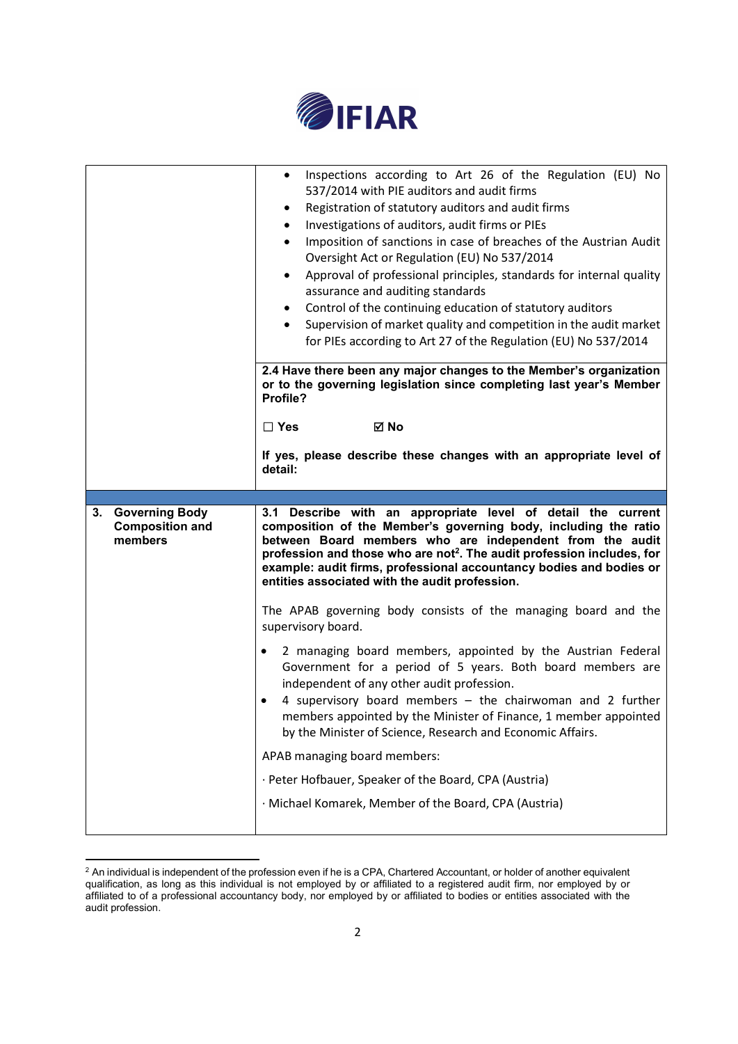| | |
|---|---|
| | • Inspections according to Art 26 of the Regulation (EU) No 537/2014 with PIE auditors and audit firms<br>• Registration of statutory auditors and audit firms<br>• Investigations of auditors, audit firms or PIEs<br>• Imposition of sanctions in case of breaches of the Austrian Audit Oversight Act or Regulation (EU) No 537/2014<br>• Approval of professional principles, standards for internal quality assurance and auditing standards<br>• Control of the continuing education of statutory auditors<br>• Supervision of market quality and competition in the audit market for PIEs according to Art 27 of the Regulation (EU) No 537/2014 |
| | **2.4 Have there been any major changes to the Member's organization or to the governing legislation since completing last year's Member Profile?**<br><br>☐ **Yes** ☑ **No**<br><br>**If yes, please describe these changes with an appropriate level of detail:** |
| **3. Governing Body Composition and members** | **3.1 Describe with an appropriate level of detail the current composition of the Member's governing body, including the ratio between Board members who are independent from the audit profession and those who are not[2]. The audit profession includes, for example: audit firms, professional accountancy bodies and bodies or entities associated with the audit profession.**<br><br>The APAB governing body consists of the managing board and the supervisory board.<br><br>• 2 managing board members, appointed by the Austrian Federal Government for a period of 5 years. Both board members are independent of any other audit profession.<br>• 4 supervisory board members – the chairwoman and 2 further members appointed by the Minister of Finance, 1 member appointed by the Minister of Science, Research and Economic Affairs.<br><br>APAB managing board members:<br><br>· Peter Hofbauer, Speaker of the Board, CPA (Austria)<br><br>· Michael Komarek, Member of the Board, CPA (Austria) |

[2] An individual is independent of the profession even if he is a CPA, Chartered Accountant, or holder of another equivalent qualification, as long as this individual is not employed by or affiliated to a registered audit firm, nor employed by or affiliated to of a professional accountancy body, nor employed by or affiliated to bodies or entities associated with the audit profession.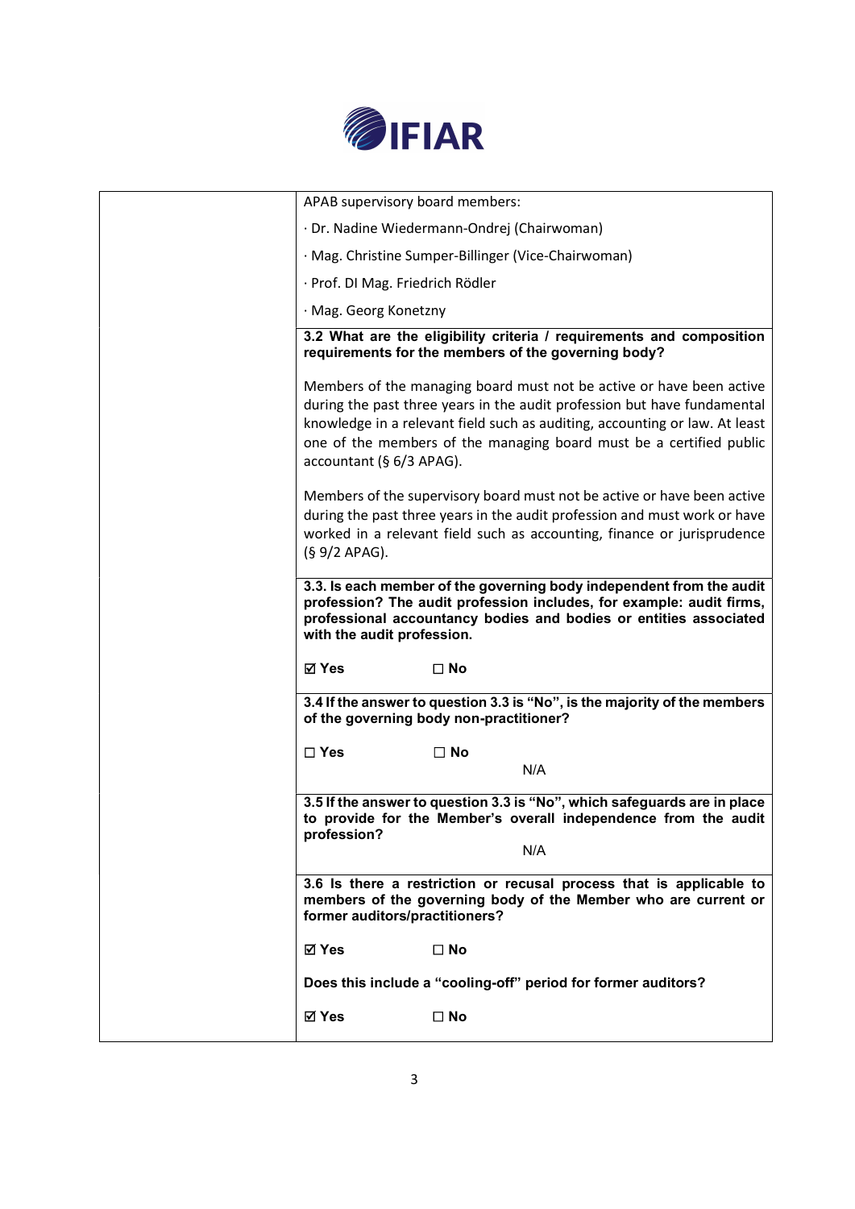| | |
|---|---|
| | APAB supervisory board members:<br>· Dr. Nadine Wiedermann-Ondrej (Chairwoman)<br>· Mag. Christine Sumper-Billinger (Vice-Chairwoman)<br>· Prof. DI Mag. Friedrich Rödler<br>· Mag. Georg Konetzny |
| | **3.2 What are the eligibility criteria / requirements and composition requirements for the members of the governing body?**<br><br>Members of the managing board must not be active or have been active during the past three years in the audit profession but have fundamental knowledge in a relevant field such as auditing, accounting or law. At least one of the members of the managing board must be a certified public accountant (§ 6/3 APAG).<br><br>Members of the supervisory board must not be active or have been active during the past three years in the audit profession and must work or have worked in a relevant field such as accounting, finance or jurisprudence (§ 9/2 APAG). |
| | **3.3. Is each member of the governing body independent from the audit profession? The audit profession includes, for example: audit firms, professional accountancy bodies and bodies or entities associated with the audit profession.**<br><br>**☑ Yes ☐ No** |
| | **3.4 If the answer to question 3.3 is "No", is the majority of the members of the governing body non-practitioner?**<br><br>**☐ Yes ☐ No**<br>N/A |
| | **3.5 If the answer to question 3.3 is "No", which safeguards are in place to provide for the Member's overall independence from the audit profession?**<br>N/A |
| | **3.6 Is there a restriction or recusal process that is applicable to members of the governing body of the Member who are current or former auditors/practitioners?**<br><br>**☑ Yes ☐ No**<br><br>**Does this include a "cooling-off" period for former auditors?**<br><br>**☑ Yes ☐ No** |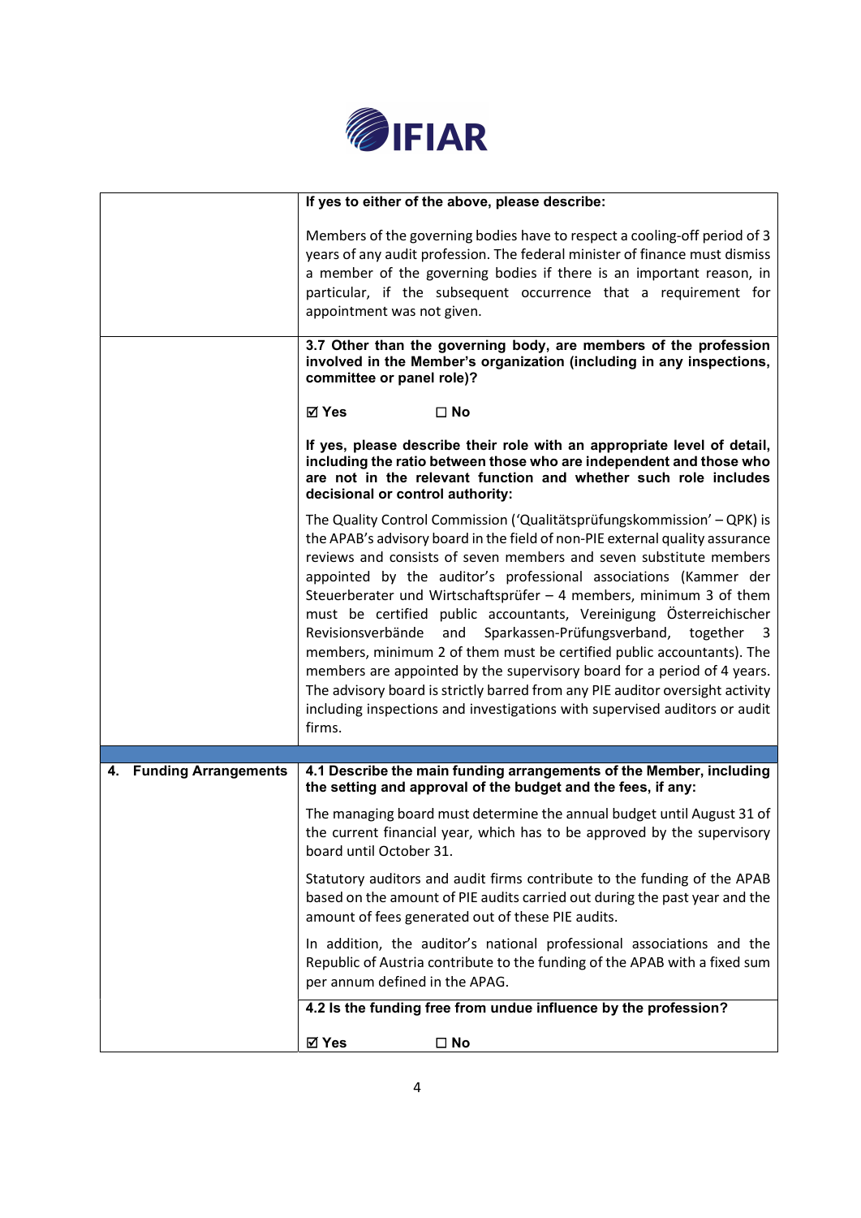| | |
|---|---|
| | **If yes to either of the above, please describe:**<br><br>Members of the governing bodies have to respect a cooling-off period of 3 years of any audit profession. The federal minister of finance must dismiss a member of the governing bodies if there is an important reason, in particular, if the subsequent occurrence that a requirement for appointment was not given. |
| | **3.7 Other than the governing body, are members of the profession involved in the Member's organization (including in any inspections, committee or panel role)?**<br><br>☑ **Yes** ☐ **No**<br><br>**If yes, please describe their role with an appropriate level of detail, including the ratio between those who are independent and those who are not in the relevant function and whether such role includes decisional or control authority:**<br><br>The Quality Control Commission ('Qualitätsprüfungskommission' – QPK) is the APAB's advisory board in the field of non-PIE external quality assurance reviews and consists of seven members and seven substitute members appointed by the auditor's professional associations (Kammer der Steuerberater und Wirtschaftsprüfer – 4 members, minimum 3 of them must be certified public accountants, Vereinigung Österreichischer Revisionsverbände and Sparkassen-Prüfungsverband, together 3 members, minimum 2 of them must be certified public accountants). The members are appointed by the supervisory board for a period of 4 years. The advisory board is strictly barred from any PIE auditor oversight activity including inspections and investigations with supervised auditors or audit firms. |
| | |
| **4. Funding Arrangements** | **4.1 Describe the main funding arrangements of the Member, including the setting and approval of the budget and the fees, if any:**<br><br>The managing board must determine the annual budget until August 31 of the current financial year, which has to be approved by the supervisory board until October 31.<br><br>Statutory auditors and audit firms contribute to the funding of the APAB based on the amount of PIE audits carried out during the past year and the amount of fees generated out of these PIE audits.<br><br>In addition, the auditor's national professional associations and the Republic of Austria contribute to the funding of the APAB with a fixed sum per annum defined in the APAG. |
| | **4.2 Is the funding free from undue influence by the profession?**<br><br>☑ **Yes** ☐ **No** |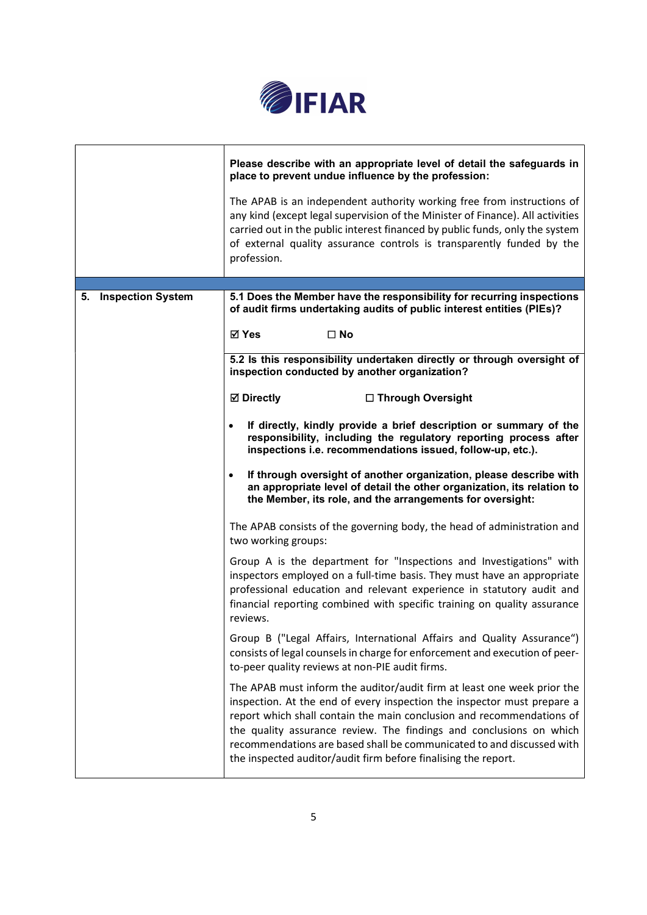| | |
|---|---|
| | **Please describe with an appropriate level of detail the safeguards in place to prevent undue influence by the profession:**<br><br>The APAB is an independent authority working free from instructions of any kind (except legal supervision of the Minister of Finance). All activities carried out in the public interest financed by public funds, only the system of external quality assurance controls is transparently funded by the profession. |
| **5. Inspection System** | **5.1 Does the Member have the responsibility for recurring inspections of audit firms undertaking audits of public interest entities (PIEs)?**<br><br>☑ **Yes** ☐ **No** |
| | **5.2 Is this responsibility undertaken directly or through oversight of inspection conducted by another organization?**<br><br>☑ **Directly** ☐ **Through Oversight**<br><br>• **If directly, kindly provide a brief description or summary of the responsibility, including the regulatory reporting process after inspections i.e. recommendations issued, follow-up, etc.).**<br><br>• **If through oversight of another organization, please describe with an appropriate level of detail the other organization, its relation to the Member, its role, and the arrangements for oversight:**<br><br>The APAB consists of the governing body, the head of administration and two working groups:<br><br>Group A is the department for "Inspections and Investigations" with inspectors employed on a full-time basis. They must have an appropriate professional education and relevant experience in statutory audit and financial reporting combined with specific training on quality assurance reviews.<br><br>Group B ("Legal Affairs, International Affairs and Quality Assurance") consists of legal counsels in charge for enforcement and execution of peer-to-peer quality reviews at non-PIE audit firms.<br><br>The APAB must inform the auditor/audit firm at least one week prior the inspection. At the end of every inspection the inspector must prepare a report which shall contain the main conclusion and recommendations of the quality assurance review. The findings and conclusions on which recommendations are based shall be communicated to and discussed with the inspected auditor/audit firm before finalising the report. |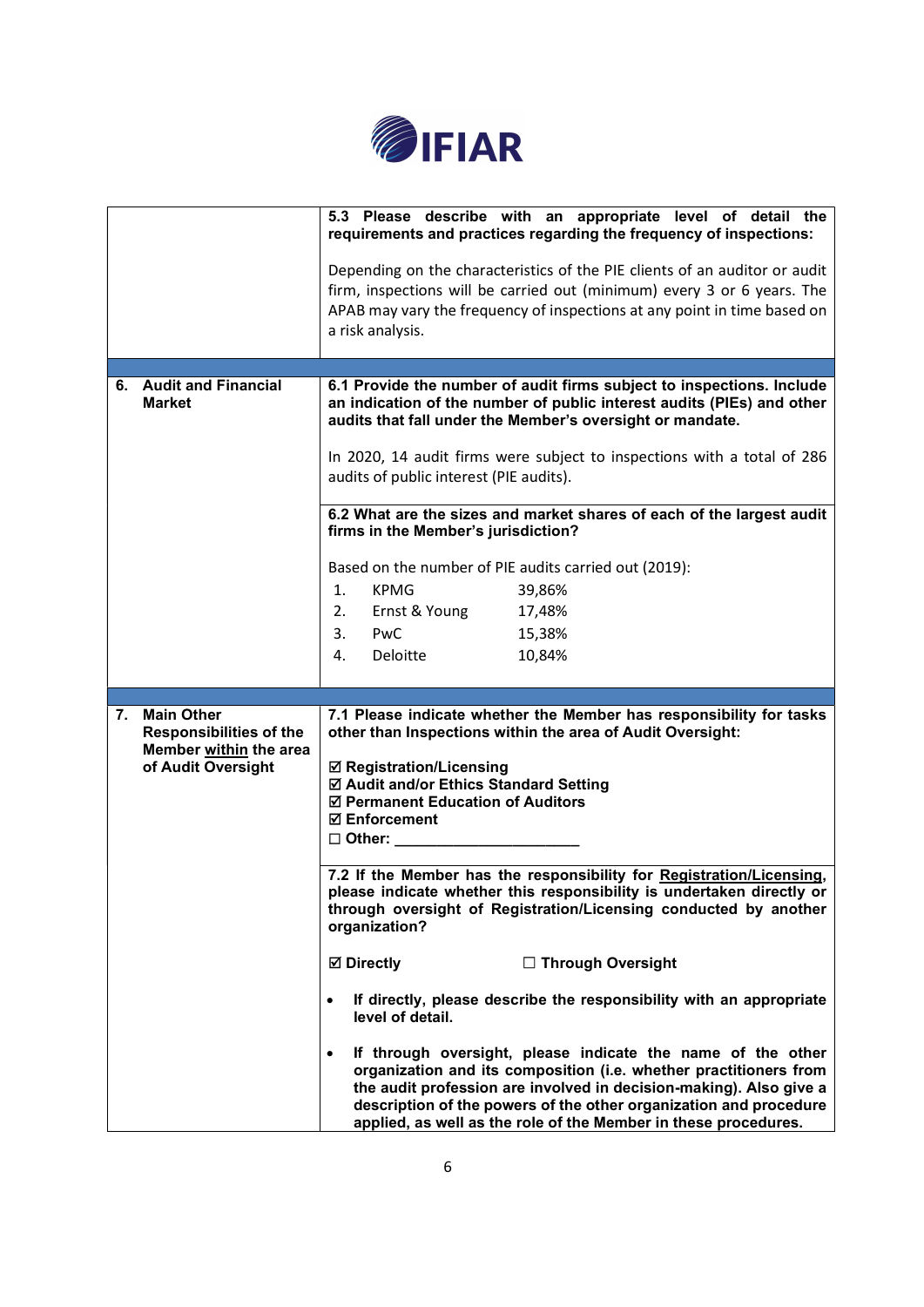| | |
|---|---|
| | **5.3 Please describe with an appropriate level of detail the requirements and practices regarding the frequency of inspections:**<br><br>Depending on the characteristics of the PIE clients of an auditor or audit firm, inspections will be carried out (minimum) every 3 or 6 years. The APAB may vary the frequency of inspections at any point in time based on a risk analysis. |
| **6. Audit and Financial Market** | **6.1 Provide the number of audit firms subject to inspections. Include an indication of the number of public interest audits (PIEs) and other audits that fall under the Member's oversight or mandate.**<br><br>In 2020, 14 audit firms were subject to inspections with a total of 286 audits of public interest (PIE audits). |
| | **6.2 What are the sizes and market shares of each of the largest audit firms in the Member's jurisdiction?**<br><br>Based on the number of PIE audits carried out (2019):<br>1. KPMG 39,86%<br>2. Ernst & Young 17,48%<br>3. PwC 15,38%<br>4. Deloitte 10,84% |
| **7. Main Other Responsibilities of the Member within the area of Audit Oversight** | **7.1 Please indicate whether the Member has responsibility for tasks other than Inspections within the area of Audit Oversight:**<br><br>☑ **Registration/Licensing**<br>☑ **Audit and/or Ethics Standard Setting**<br>☑ **Permanent Education of Auditors**<br>☑ **Enforcement**<br>☐ **Other: ____________________** |
| | **7.2 If the Member has the responsibility for Registration/Licensing, please indicate whether this responsibility is undertaken directly or through oversight of Registration/Licensing conducted by another organization?**<br><br>☑ **Directly** ☐ **Through Oversight**<br><br>• **If directly, please describe the responsibility with an appropriate level of detail.**<br><br>• **If through oversight, please indicate the name of the other organization and its composition (i.e. whether practitioners from the audit profession are involved in decision-making). Also give a description of the powers of the other organization and procedure applied, as well as the role of the Member in these procedures.** |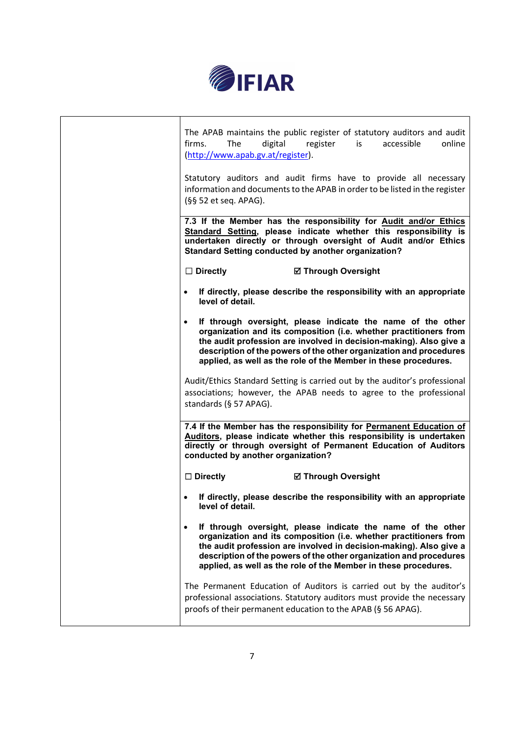| | |
|---|---|
| | The APAB maintains the public register of statutory auditors and audit firms. The digital register is accessible online (http://www.apab.gv.at/register).<br><br>Statutory auditors and audit firms have to provide all necessary information and documents to the APAB in order to be listed in the register (§§ 52 et seq. APAG). |
| | **7.3 If the Member has the responsibility for <u>Audit and/or Ethics Standard Setting</u>, please indicate whether this responsibility is undertaken directly or through oversight of Audit and/or Ethics Standard Setting conducted by another organization?**<br><br>**☐ Directly** **☑ Through Oversight**<br><br>• **If directly, please describe the responsibility with an appropriate level of detail.**<br><br>• **If through oversight, please indicate the name of the other organization and its composition (i.e. whether practitioners from the audit profession are involved in decision-making). Also give a description of the powers of the other organization and procedures applied, as well as the role of the Member in these procedures.**<br><br>Audit/Ethics Standard Setting is carried out by the auditor's professional associations; however, the APAB needs to agree to the professional standards (§ 57 APAG). |
| | **7.4 If the Member has the responsibility for <u>Permanent Education of Auditors</u>, please indicate whether this responsibility is undertaken directly or through oversight of Permanent Education of Auditors conducted by another organization?**<br><br>**☐ Directly** **☑ Through Oversight**<br><br>• **If directly, please describe the responsibility with an appropriate level of detail.**<br><br>• **If through oversight, please indicate the name of the other organization and its composition (i.e. whether practitioners from the audit profession are involved in decision-making). Also give a description of the powers of the other organization and procedures applied, as well as the role of the Member in these procedures.**<br><br>The Permanent Education of Auditors is carried out by the auditor's professional associations. Statutory auditors must provide the necessary proofs of their permanent education to the APAB (§ 56 APAG). |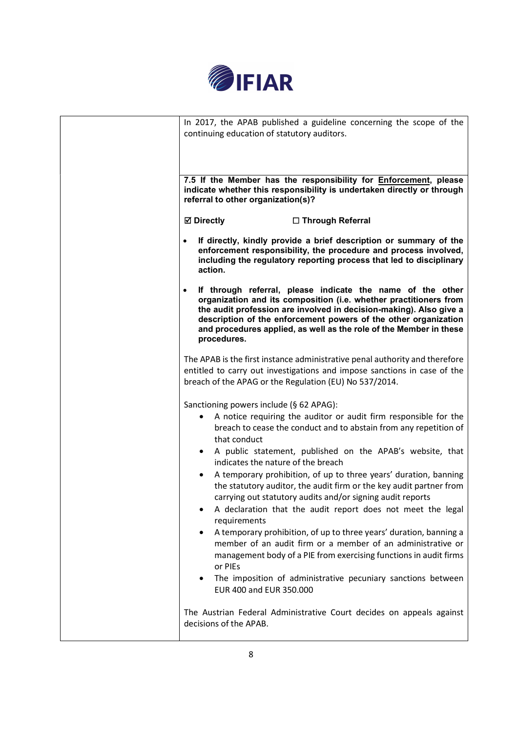| | In 2017, the APAB published a guideline concerning the scope of the continuing education of statutory auditors. |
|---|---|
| | **7.5 If the Member has the responsibility for Enforcement, please indicate whether this responsibility is undertaken directly or through referral to other organization(s)?**<br><br>**☑ Directly** **☐ Through Referral**<br><br>• **If directly, kindly provide a brief description or summary of the enforcement responsibility, the procedure and process involved, including the regulatory reporting process that led to disciplinary action.**<br><br>• **If through referral, please indicate the name of the other organization and its composition (i.e. whether practitioners from the audit profession are involved in decision-making). Also give a description of the enforcement powers of the other organization and procedures applied, as well as the role of the Member in these procedures.**<br><br>The APAB is the first instance administrative penal authority and therefore entitled to carry out investigations and impose sanctions in case of the breach of the APAG or the Regulation (EU) No 537/2014.<br><br>Sanctioning powers include (§ 62 APAG):<br>• A notice requiring the auditor or audit firm responsible for the breach to cease the conduct and to abstain from any repetition of that conduct<br>• A public statement, published on the APAB's website, that indicates the nature of the breach<br>• A temporary prohibition, of up to three years' duration, banning the statutory auditor, the audit firm or the key audit partner from carrying out statutory audits and/or signing audit reports<br>• A declaration that the audit report does not meet the legal requirements<br>• A temporary prohibition, of up to three years' duration, banning a member of an audit firm or a member of an administrative or management body of a PIE from exercising functions in audit firms or PIEs<br>• The imposition of administrative pecuniary sanctions between EUR 400 and EUR 350.000<br><br>The Austrian Federal Administrative Court decides on appeals against decisions of the APAB. |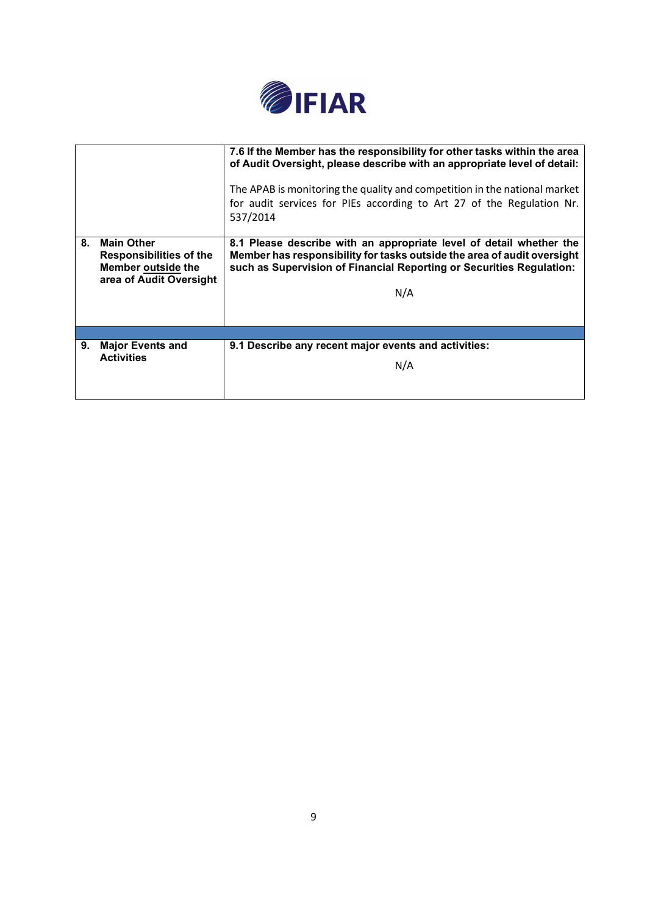| | |
|---|---|
| | **7.6 If the Member has the responsibility for other tasks within the area of Audit Oversight, please describe with an appropriate level of detail:**<br><br>The APAB is monitoring the quality and competition in the national market for audit services for PIEs according to Art 27 of the Regulation Nr. 537/2014 |
| **8. Main Other Responsibilities of the Member <u>outside</u> the area of Audit Oversight** | **8.1 Please describe with an appropriate level of detail whether the Member has responsibility for tasks outside the area of audit oversight such as Supervision of Financial Reporting or Securities Regulation:**<br><br>N/A |
| | |
| **9. Major Events and Activities** | **9.1 Describe any recent major events and activities:**<br><br>N/A |